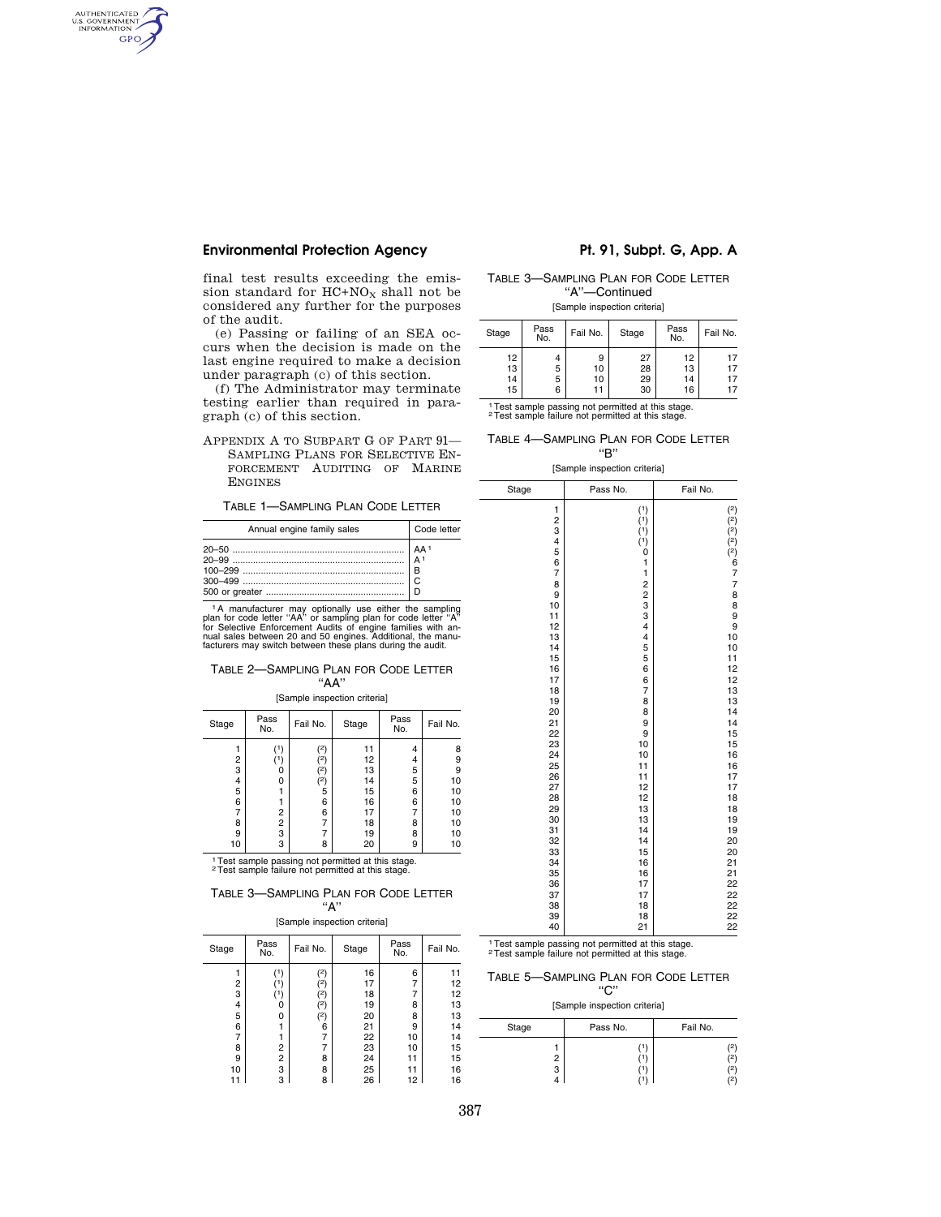final test results exceeding the emission standard for $HC+NO_X$ shall not be considered any further for the purposes of the audit.

(e) Passing or failing of an SEA occurs when the decision is made on the last engine required to make a decision under paragraph (c) of this section.

(f) The Administrator may terminate testing earlier than required in paragraph (c) of this section.

## Appendix A to Subpart G of Part 91—Sampling Plans for Selective Enforcement Auditing of Marine Engines

TABLE 1—SAMPLING PLAN CODE LETTER

| Annual engine family sales | Code letter |
|---|---|
| 20–50 | AA [1] |
| 20–99 | A [1] |
| 100–299 | B |
| 300–499 | C |
| 500 or greater | D |

[1] A manufacturer may optionally use either the sampling plan for code letter "AA" or sampling plan for code letter "A" for Selective Enforcement Audits of engine families with annual sales between 20 and 50 engines. Additional, the manufacturers may switch between these plans during the audit.

TABLE 2—SAMPLING PLAN FOR CODE LETTER "AA"

[Sample inspection criteria]

| Stage | Pass No. | Fail No. | Stage | Pass No. | Fail No. |
|---|---|---|---|---|---|
| 1 | (1) | (2) | 11 | 4 | 8 |
| 2 | (1) | (2) | 12 | 4 | 9 |
| 3 | 0 | (2) | 13 | 5 | 9 |
| 4 | 0 | (2) | 14 | 5 | 10 |
| 5 | 1 | 5 | 15 | 6 | 10 |
| 6 | 1 | 6 | 16 | 6 | 10 |
| 7 | 2 | 6 | 17 | 7 | 10 |
| 8 | 2 | 7 | 18 | 8 | 10 |
| 9 | 3 | 7 | 19 | 8 | 10 |
| 10 | 3 | 8 | 20 | 9 | 10 |

[1] Test sample passing not permitted at this stage.
[2] Test sample failure not permitted at this stage.

TABLE 3—SAMPLING PLAN FOR CODE LETTER "A"

[Sample inspection criteria]

| Stage | Pass No. | Fail No. | Stage | Pass No. | Fail No. |
|---|---|---|---|---|---|
| 1 | (1) | (2) | 16 | 6 | 11 |
| 2 | (1) | (2) | 17 | 7 | 12 |
| 3 | (1) | (2) | 18 | 7 | 12 |
| 4 | 0 | (2) | 19 | 8 | 13 |
| 5 | 0 | (2) | 20 | 8 | 13 |
| 6 | 1 | 6 | 21 | 9 | 14 |
| 7 | 1 | 7 | 22 | 10 | 14 |
| 8 | 2 | 7 | 23 | 10 | 15 |
| 9 | 2 | 8 | 24 | 11 | 15 |
| 10 | 3 | 8 | 25 | 11 | 16 |
| 11 | 3 | 8 | 26 | 12 | 16 |
| 12 | 4 | 9 | 27 | 12 | 17 |
| 13 | 5 | 10 | 28 | 13 | 17 |
| 14 | 5 | 10 | 29 | 14 | 17 |
| 15 | 6 | 11 | 30 | 16 | 17 |

[1] Test sample passing not permitted at this stage.
[2] Test sample failure not permitted at this stage.

TABLE 4—SAMPLING PLAN FOR CODE LETTER "B"

[Sample inspection criteria]

| Stage | Pass No. | Fail No. |
|---|---|---|
| 1 | (1) | (2) |
| 2 | (1) | (2) |
| 3 | (1) | (2) |
| 4 | (1) | (2) |
| 5 | 0 | (2) |
| 6 | 1 | 6 |
| 7 | 1 | 7 |
| 8 | 2 | 7 |
| 9 | 2 | 8 |
| 10 | 3 | 8 |
| 11 | 3 | 9 |
| 12 | 4 | 9 |
| 13 | 4 | 10 |
| 14 | 5 | 10 |
| 15 | 5 | 11 |
| 16 | 6 | 12 |
| 17 | 6 | 12 |
| 18 | 7 | 13 |
| 19 | 8 | 13 |
| 20 | 8 | 14 |
| 21 | 9 | 14 |
| 22 | 9 | 15 |
| 23 | 10 | 15 |
| 24 | 10 | 16 |
| 25 | 11 | 16 |
| 26 | 11 | 17 |
| 27 | 12 | 17 |
| 28 | 12 | 18 |
| 29 | 13 | 18 |
| 30 | 13 | 19 |
| 31 | 14 | 19 |
| 32 | 14 | 20 |
| 33 | 15 | 20 |
| 34 | 16 | 21 |
| 35 | 16 | 21 |
| 36 | 17 | 22 |
| 37 | 17 | 22 |
| 38 | 18 | 22 |
| 39 | 18 | 22 |
| 40 | 21 | 22 |

[1] Test sample passing not permitted at this stage.
[2] Test sample failure not permitted at this stage.

TABLE 5—SAMPLING PLAN FOR CODE LETTER "C"

[Sample inspection criteria]

| Stage | Pass No. | Fail No. |
|---|---|---|
| 1 | (1) | (2) |
| 2 | (1) | (2) |
| 3 | (1) | (2) |
| 4 | (1) | (2) |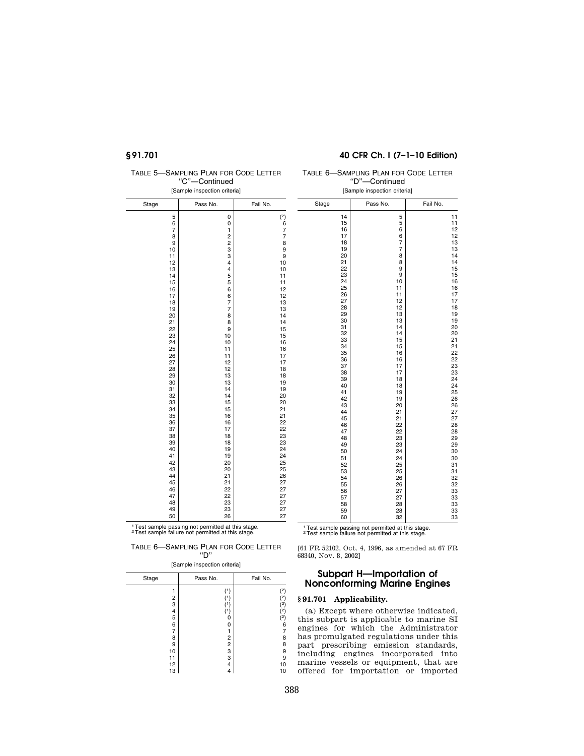TABLE 5—SAMPLING PLAN FOR CODE LETTER "C"—Continued

[Sample inspection criteria]

| Stage | Pass No. | Fail No. |
| --- | --- | --- |
| 5 | 0 | (2) |
| 6 | 0 | 6 |
| 7 | 1 | 7 |
| 8 | 2 | 7 |
| 9 | 2 | 8 |
| 10 | 3 | 9 |
| 11 | 3 | 9 |
| 12 | 4 | 10 |
| 13 | 4 | 10 |
| 14 | 5 | 11 |
| 15 | 5 | 11 |
| 16 | 6 | 12 |
| 17 | 6 | 12 |
| 18 | 7 | 13 |
| 19 | 7 | 13 |
| 20 | 8 | 14 |
| 21 | 8 | 14 |
| 22 | 9 | 15 |
| 23 | 10 | 15 |
| 24 | 10 | 16 |
| 25 | 11 | 16 |
| 26 | 11 | 17 |
| 27 | 12 | 17 |
| 28 | 12 | 18 |
| 29 | 13 | 18 |
| 30 | 13 | 19 |
| 31 | 14 | 19 |
| 32 | 14 | 20 |
| 33 | 15 | 20 |
| 34 | 15 | 21 |
| 35 | 16 | 21 |
| 36 | 16 | 22 |
| 37 | 17 | 22 |
| 38 | 18 | 23 |
| 39 | 18 | 23 |
| 40 | 19 | 24 |
| 41 | 19 | 24 |
| 42 | 20 | 25 |
| 43 | 20 | 25 |
| 44 | 21 | 26 |
| 45 | 21 | 27 |
| 46 | 22 | 27 |
| 47 | 22 | 27 |
| 48 | 23 | 27 |
| 49 | 23 | 27 |
| 50 | 26 | 27 |

[1] Test sample passing not permitted at this stage.
[2] Test sample failure not permitted at this stage.

TABLE 6—SAMPLING PLAN FOR CODE LETTER "D"

[Sample inspection criteria]

| Stage | Pass No. | Fail No. |
| --- | --- | --- |
| 1 | (1) | (2) |
| 2 | (1) | (2) |
| 3 | (1) | (2) |
| 4 | (1) | (2) |
| 5 | 0 | (2) |
| 6 | 0 | 6 |
| 7 | 1 | 7 |
| 8 | 2 | 8 |
| 9 | 2 | 8 |
| 10 | 3 | 9 |
| 11 | 3 | 9 |
| 12 | 4 | 10 |
| 13 | 4 | 10 |
| 14 | 5 | 11 |
| 15 | 5 | 11 |
| 16 | 6 | 12 |
| 17 | 6 | 12 |
| 18 | 7 | 13 |
| 19 | 7 | 13 |
| 20 | 8 | 14 |
| 21 | 8 | 14 |
| 22 | 9 | 15 |
| 23 | 9 | 15 |
| 24 | 10 | 16 |
| 25 | 11 | 16 |
| 26 | 11 | 17 |
| 27 | 12 | 17 |
| 28 | 12 | 18 |
| 29 | 13 | 19 |
| 30 | 13 | 19 |
| 31 | 14 | 20 |
| 32 | 14 | 20 |
| 33 | 15 | 21 |
| 34 | 15 | 21 |
| 35 | 16 | 22 |
| 36 | 16 | 22 |
| 37 | 17 | 23 |
| 38 | 17 | 23 |
| 39 | 18 | 24 |
| 40 | 18 | 24 |
| 41 | 19 | 25 |
| 42 | 19 | 26 |
| 43 | 20 | 26 |
| 44 | 21 | 27 |
| 45 | 21 | 27 |
| 46 | 22 | 28 |
| 47 | 22 | 28 |
| 48 | 23 | 29 |
| 49 | 23 | 29 |
| 50 | 24 | 30 |
| 51 | 24 | 30 |
| 52 | 25 | 31 |
| 53 | 25 | 31 |
| 54 | 26 | 32 |
| 55 | 26 | 32 |
| 56 | 27 | 33 |
| 57 | 27 | 33 |
| 58 | 28 | 33 |
| 59 | 28 | 33 |
| 60 | 32 | 33 |

[1] Test sample passing not permitted at this stage.
[2] Test sample failure not permitted at this stage.

[61 FR 52102, Oct. 4, 1996, as amended at 67 FR 68340, Nov. 8, 2002]

## Subpart H—Importation of Nonconforming Marine Engines

### § 91.701 Applicability.

(a) Except where otherwise indicated, this subpart is applicable to marine SI engines for which the Administrator has promulgated regulations under this part prescribing emission standards, including engines incorporated into marine vessels or equipment, that are offered for importation or imported